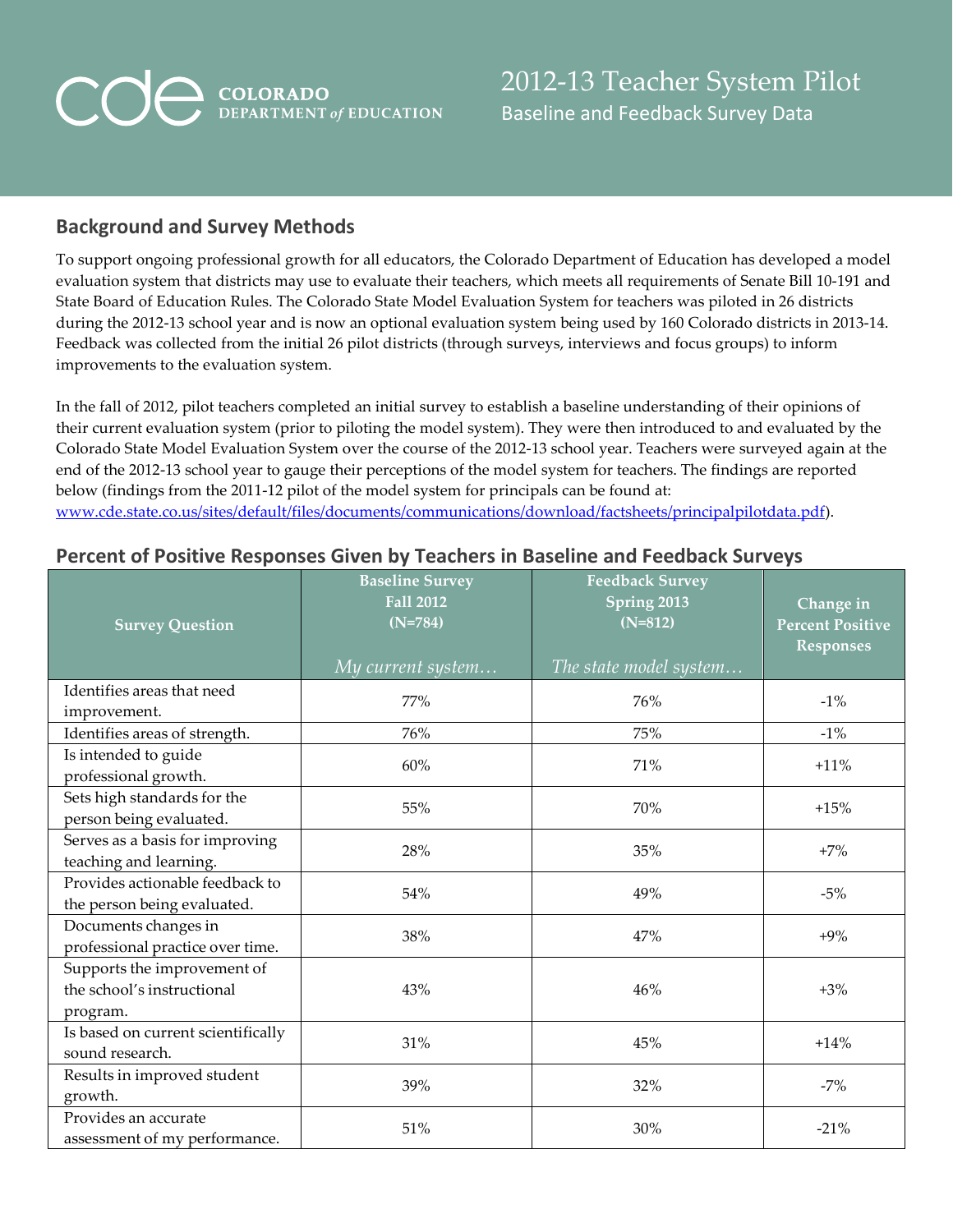# 2012-13 Teacher System Pilot

Baseline and Feedback Survey Data

COLORADO DEPARTMENT *of* EDUCATION

## Background and Survey Methods

To support ongoing professional growth for all educators, the Colorado Department of Education has developed a model evaluation system that districts may use to evaluate their teachers, which meets all requirements of Senate Bill 10-191 and State Board of Education Rules. The Colorado State Model Evaluation System for teachers was piloted in 26 districts during the 2012-13 school year and is now an optional evaluation system being used by 160 Colorado districts in 2013-14. Feedback was collected from the initial 26 pilot districts (through surveys, interviews and focus groups) to inform improvements to the evaluation system.

In the fall of 2012, pilot teachers completed an initial survey to establish a baseline understanding of their opinions of their current evaluation system (prior to piloting the model system). They were then introduced to and evaluated by the Colorado State Model Evaluation System over the course of the 2012-13 school year. Teachers were surveyed again at the end of the 2012-13 school year to gauge their perceptions of the model system for teachers. The findings are reported below (findings from the 2011-12 pilot of the model system for principals can be found at: www.cde.state.co.us/sites/default/files/documents/communications/download/factsheets/principalpilotdata.pdf).

## Percent of Positive Responses Given by Teachers in Baseline and Feedback Surveys

| Survey Question | Baseline Survey Fall 2012 (N=784)<br>*My current system…* | Feedback Survey Spring 2013 (N=812)<br>*The state model system…* | Change in Percent Positive Responses |
|---|---|---|---|
| Identifies areas that need improvement. | 77% | 76% | -1% |
| Identifies areas of strength. | 76% | 75% | -1% |
| Is intended to guide professional growth. | 60% | 71% | +11% |
| Sets high standards for the person being evaluated. | 55% | 70% | +15% |
| Serves as a basis for improving teaching and learning. | 28% | 35% | +7% |
| Provides actionable feedback to the person being evaluated. | 54% | 49% | -5% |
| Documents changes in professional practice over time. | 38% | 47% | +9% |
| Supports the improvement of the school's instructional program. | 43% | 46% | +3% |
| Is based on current scientifically sound research. | 31% | 45% | +14% |
| Results in improved student growth. | 39% | 32% | -7% |
| Provides an accurate assessment of my performance. | 51% | 30% | -21% |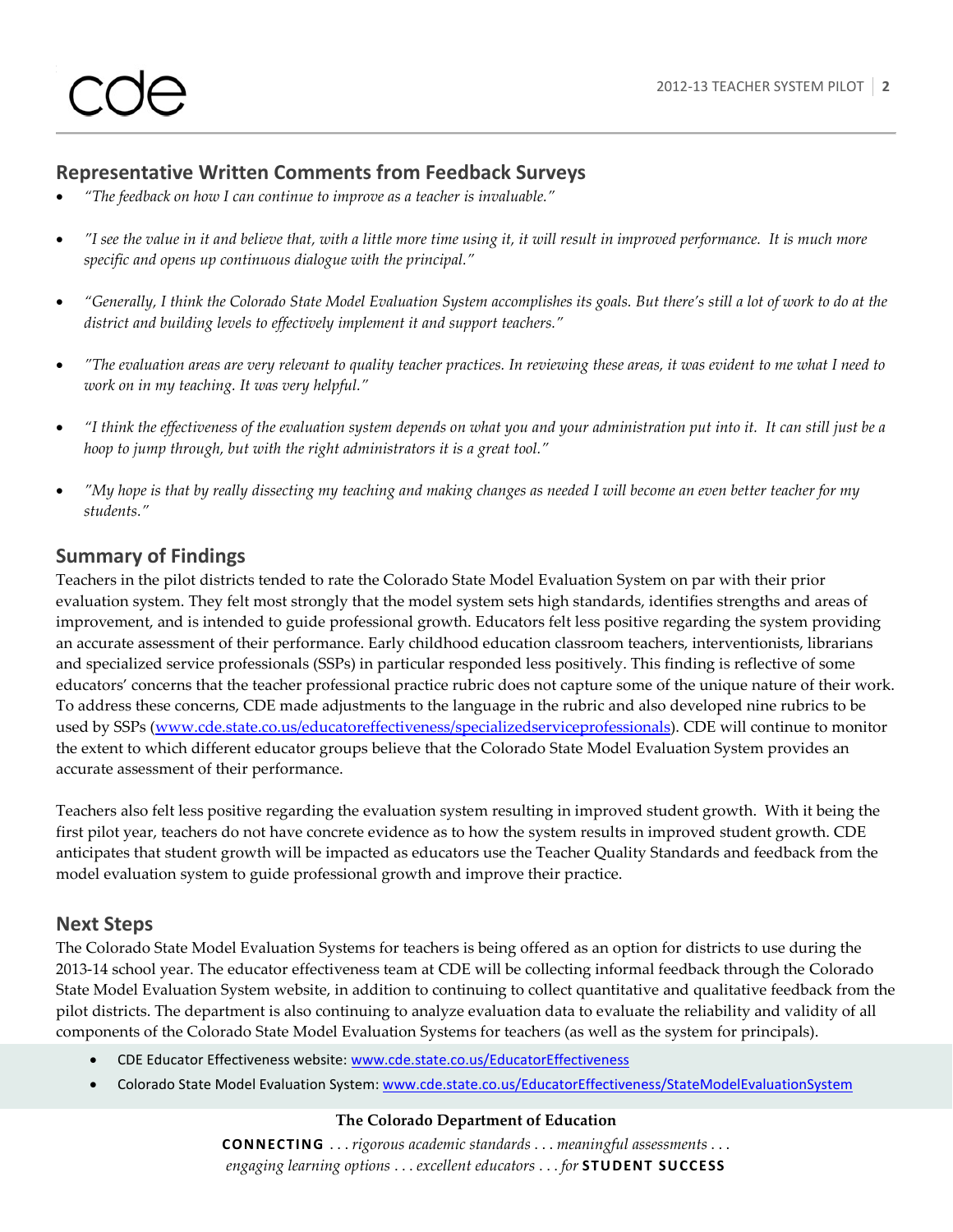## Representative Written Comments from Feedback Surveys

- *"The feedback on how I can continue to improve as a teacher is invaluable."*
- *"I see the value in it and believe that, with a little more time using it, it will result in improved performance. It is much more specific and opens up continuous dialogue with the principal."*
- *"Generally, I think the Colorado State Model Evaluation System accomplishes its goals. But there's still a lot of work to do at the district and building levels to effectively implement it and support teachers."*
- *"The evaluation areas are very relevant to quality teacher practices. In reviewing these areas, it was evident to me what I need to work on in my teaching. It was very helpful."*
- *"I think the effectiveness of the evaluation system depends on what you and your administration put into it. It can still just be a hoop to jump through, but with the right administrators it is a great tool."*
- *"My hope is that by really dissecting my teaching and making changes as needed I will become an even better teacher for my students."*

## Summary of Findings

Teachers in the pilot districts tended to rate the Colorado State Model Evaluation System on par with their prior evaluation system. They felt most strongly that the model system sets high standards, identifies strengths and areas of improvement, and is intended to guide professional growth. Educators felt less positive regarding the system providing an accurate assessment of their performance. Early childhood education classroom teachers, interventionists, librarians and specialized service professionals (SSPs) in particular responded less positively. This finding is reflective of some educators' concerns that the teacher professional practice rubric does not capture some of the unique nature of their work. To address these concerns, CDE made adjustments to the language in the rubric and also developed nine rubrics to be used by SSPs (www.cde.state.co.us/educatoreffectiveness/specializedserviceprofessionals). CDE will continue to monitor the extent to which different educator groups believe that the Colorado State Model Evaluation System provides an accurate assessment of their performance.

Teachers also felt less positive regarding the evaluation system resulting in improved student growth. With it being the first pilot year, teachers do not have concrete evidence as to how the system results in improved student growth. CDE anticipates that student growth will be impacted as educators use the Teacher Quality Standards and feedback from the model evaluation system to guide professional growth and improve their practice.

## Next Steps

The Colorado State Model Evaluation Systems for teachers is being offered as an option for districts to use during the 2013-14 school year. The educator effectiveness team at CDE will be collecting informal feedback through the Colorado State Model Evaluation System website, in addition to continuing to collect quantitative and qualitative feedback from the pilot districts. The department is also continuing to analyze evaluation data to evaluate the reliability and validity of all components of the Colorado State Model Evaluation Systems for teachers (as well as the system for principals).

- CDE Educator Effectiveness website: www.cde.state.co.us/EducatorEffectiveness
- Colorado State Model Evaluation System: www.cde.state.co.us/EducatorEffectiveness/StateModelEvaluationSystem

**The Colorado Department of Education**

**CONNECTING** . . . *rigorous academic standards* . . . *meaningful assessments* . . . *engaging learning options* . . . *excellent educators* . . . *for* **STUDENT SUCCESS**